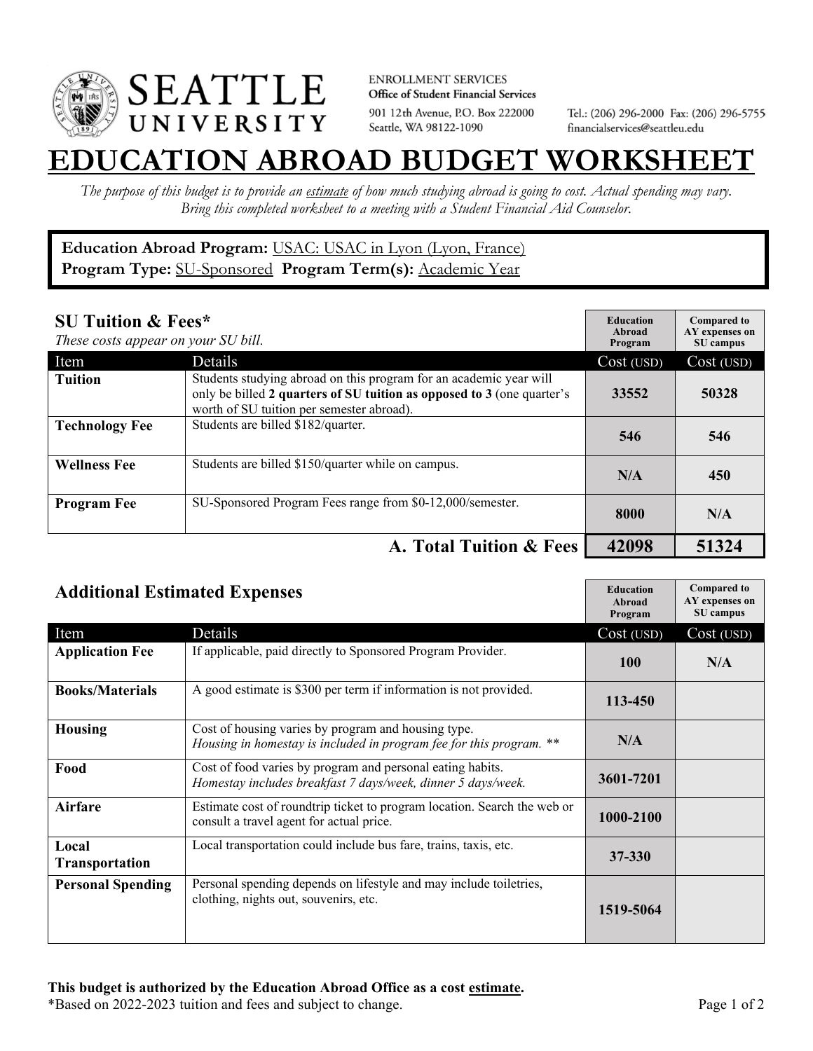SEATTLE UNIVERSITY

ENROLLMENT SERVICES
**Office of Student Financial Services**
901 12th Avenue, P.O. Box 222000
Seattle, WA 98122-1090

Tel.: (206) 296-2000 Fax: (206) 296-5755
financialservices@seattleu.edu

# EDUCATION ABROAD BUDGET WORKSHEET

*The purpose of this budget is to provide an estimate of how much studying abroad is going to cost. Actual spending may vary. Bring this completed worksheet to a meeting with a Student Financial Aid Counselor.*

**Education Abroad Program:** USAC: USAC in Lyon (Lyon, France)
**Program Type:** SU-Sponsored **Program Term(s):** Academic Year

## SU Tuition & Fees*

*These costs appear on your SU bill.*

| Item | Details | Education Abroad Program Cost (USD) | Compared to AY expenses on SU campus Cost (USD) |
|---|---|---|---|
| **Tuition** | Students studying abroad on this program for an academic year will only be billed **2 quarters of SU tuition as opposed to 3** (one quarter's worth of SU tuition per semester abroad). | **33552** | **50328** |
| **Technology Fee** | Students are billed $182/quarter. | **546** | **546** |
| **Wellness Fee** | Students are billed $150/quarter while on campus. | **N/A** | **450** |
| **Program Fee** | SU-Sponsored Program Fees range from $0-12,000/semester. | **8000** | **N/A** |
| | **A. Total Tuition & Fees** | **42098** | **51324** |

## Additional Estimated Expenses

| Item | Details | Education Abroad Program Cost (USD) | Compared to AY expenses on SU campus Cost (USD) |
|---|---|---|---|
| **Application Fee** | If applicable, paid directly to Sponsored Program Provider. | **100** | **N/A** |
| **Books/Materials** | A good estimate is $300 per term if information is not provided. | **113-450** | |
| **Housing** | Cost of housing varies by program and housing type. *Housing in homestay is included in program fee for this program. ** * | **N/A** | |
| **Food** | Cost of food varies by program and personal eating habits. *Homestay includes breakfast 7 days/week, dinner 5 days/week.* | **3601-7201** | |
| **Airfare** | Estimate cost of roundtrip ticket to program location. Search the web or consult a travel agent for actual price. | **1000-2100** | |
| **Local Transportation** | Local transportation could include bus fare, trains, taxis, etc. | **37-330** | |
| **Personal Spending** | Personal spending depends on lifestyle and may include toiletries, clothing, nights out, souvenirs, etc. | **1519-5064** | |

**This budget is authorized by the Education Abroad Office as a cost estimate.**
*Based on 2022-2023 tuition and fees and subject to change.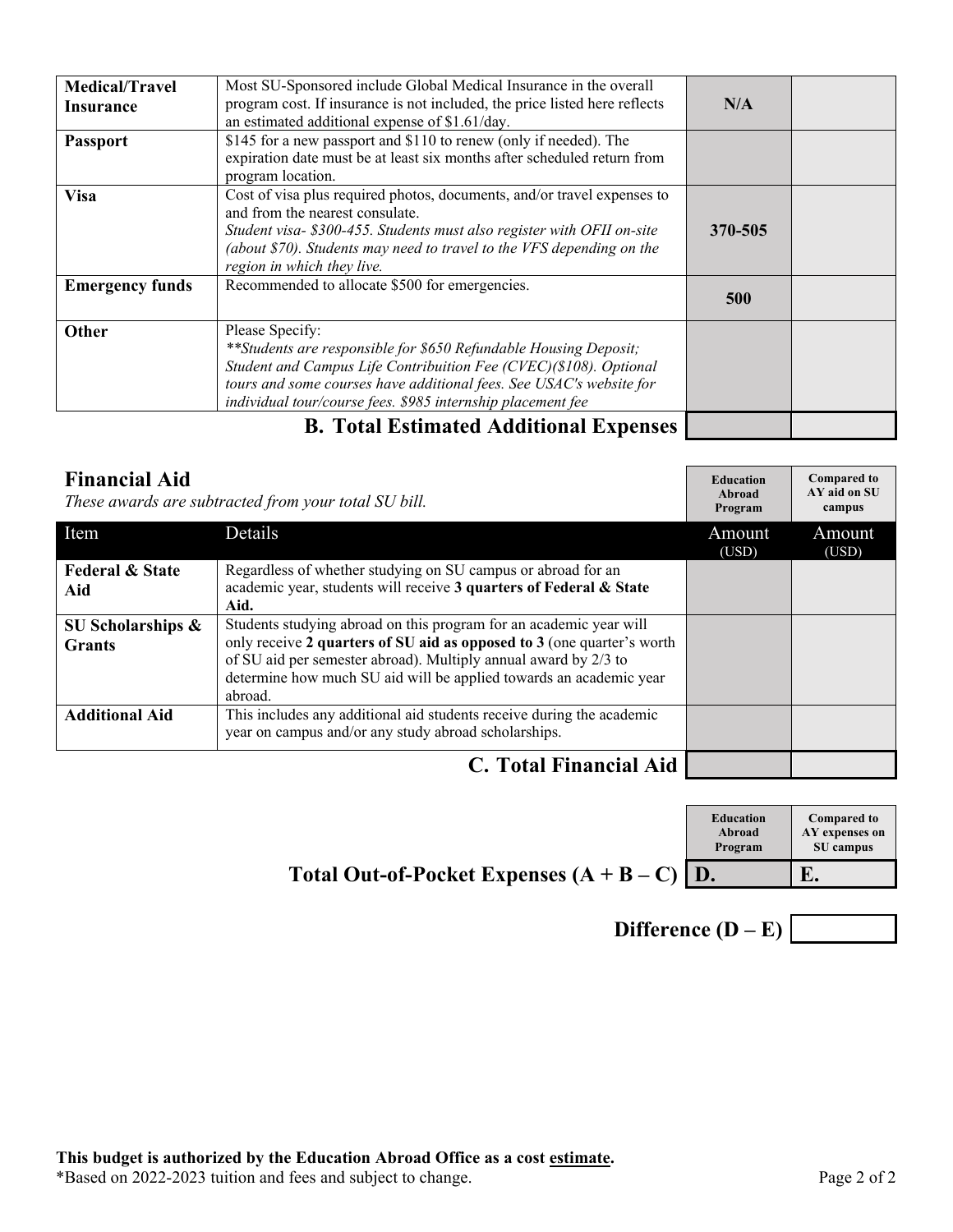| | | | |
|---|---|---|---|
| **Medical/Travel Insurance** | Most SU-Sponsored include Global Medical Insurance in the overall program cost. If insurance is not included, the price listed here reflects an estimated additional expense of $1.61/day. | **N/A** | |
| **Passport** | $145 for a new passport and $110 to renew (only if needed). The expiration date must be at least six months after scheduled return from program location. | | |
| **Visa** | Cost of visa plus required photos, documents, and/or travel expenses to and from the nearest consulate. *Student visa- $300-455. Students must also register with OFII on-site (about $70). Students may need to travel to the VFS depending on the region in which they live.* | **370-505** | |
| **Emergency funds** | Recommended to allocate $500 for emergencies. | **500** | |
| **Other** | Please Specify: *\*\*Students are responsible for $650 Refundable Housing Deposit; Student and Campus Life Contribuition Fee (CVEC)($108). Optional tours and some courses have additional fees. See USAC's website for individual tour/course fees. $985 internship placement fee* | | |
| | **B. Total Estimated Additional Expenses** | | |

## Financial Aid

*These awards are subtracted from your total SU bill.*

| Item | Details | Education Abroad Program<br>Amount (USD) | Compared to AY aid on SU campus<br>Amount (USD) |
|---|---|---|---|
| **Federal & State Aid** | Regardless of whether studying on SU campus or abroad for an academic year, students will receive **3 quarters of Federal & State Aid.** | | |
| **SU Scholarships & Grants** | Students studying abroad on this program for an academic year will only receive **2 quarters of SU aid as opposed to 3** (one quarter's worth of SU aid per semester abroad). Multiply annual award by 2/3 to determine how much SU aid will be applied towards an academic year abroad. | | |
| **Additional Aid** | This includes any additional aid students receive during the academic year on campus and/or any study abroad scholarships. | | |
| | **C. Total Financial Aid** | | |

| | Education Abroad Program | Compared to AY expenses on SU campus |
|---|---|---|
| **Total Out-of-Pocket Expenses (A + B – C)** | **D.** | **E.** |

**Difference (D – E)**

**This budget is authorized by the Education Abroad Office as a cost <u>estimate</u>.**

\*Based on 2022-2023 tuition and fees and subject to change.